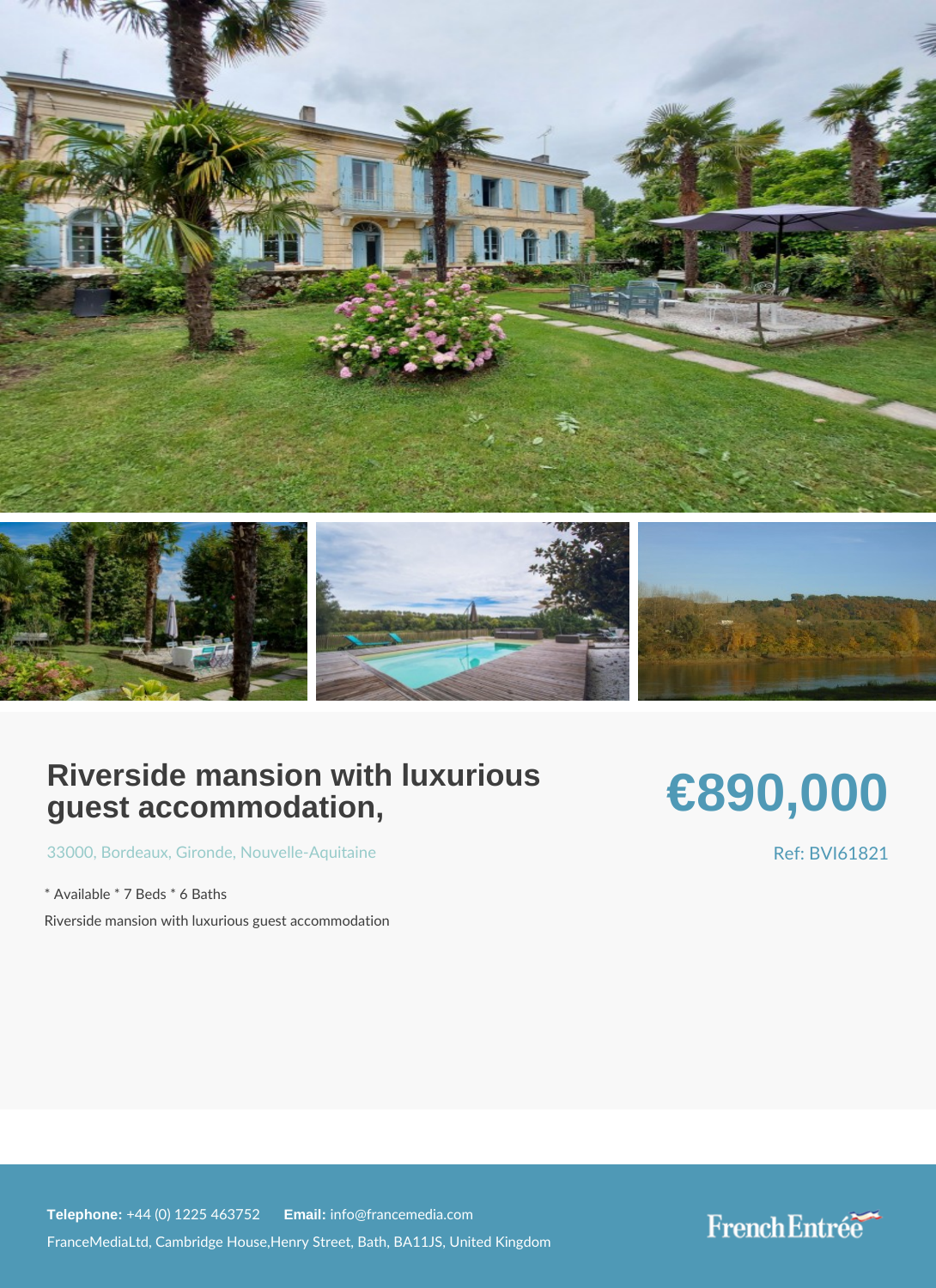# Riverside mansion with luxurious guest accommodation,

33000, Bordeaux, Gironde, Nouvelle-Aquitaine

**€890,000**

Ref: BVI61821

* Available * 7 Beds * 6 Baths

Riverside mansion with luxurious guest accommodation

**Telephone:** +44 (0) 1225 463752 **Email:** info@francemedia.com

FranceMediaLtd, Cambridge House,Henry Street, Bath, BA11JS, United Kingdom

FrenchEntrée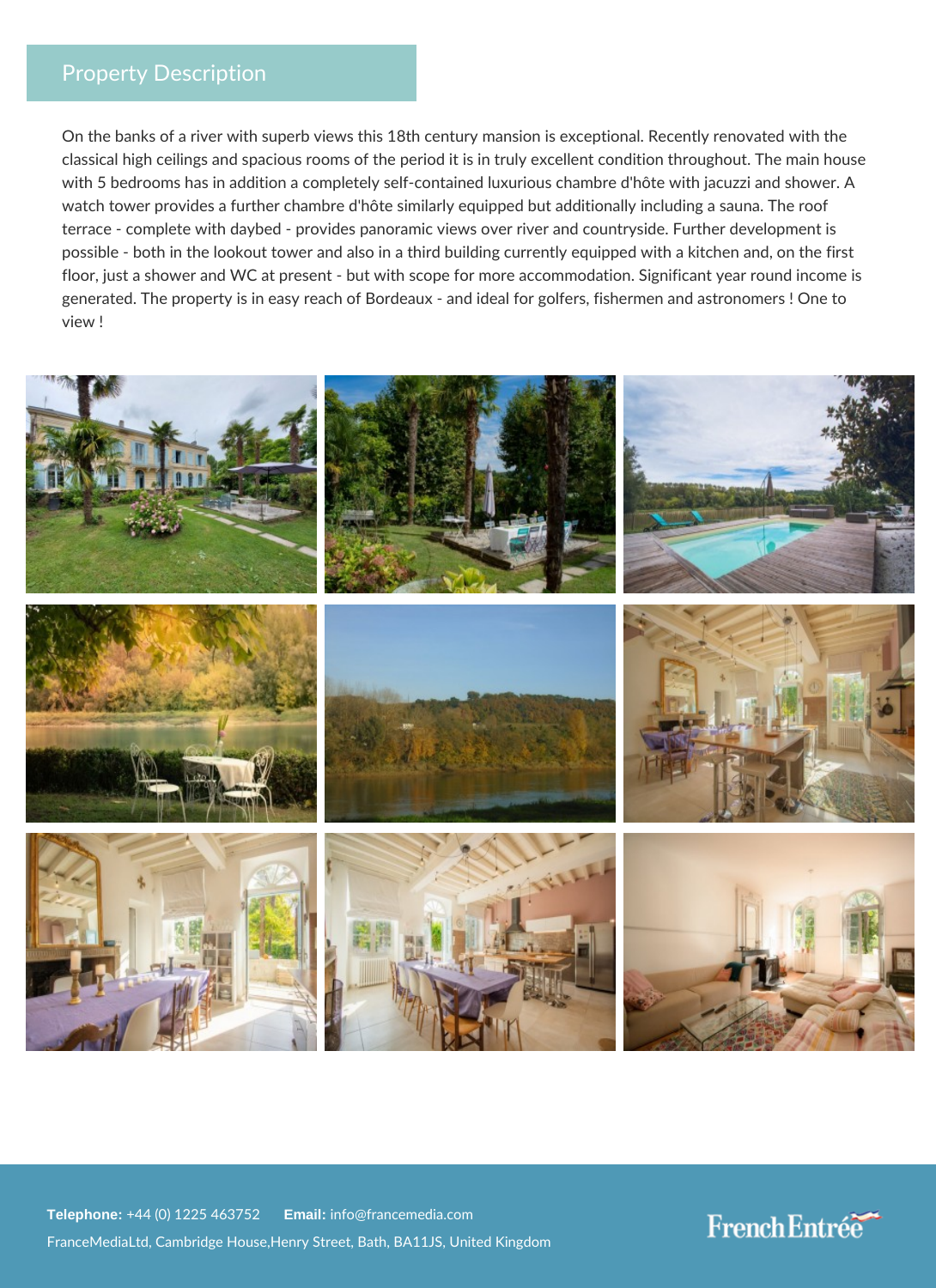## Property Description

On the banks of a river with superb views this 18th century mansion is exceptional. Recently renovated with the classical high ceilings and spacious rooms of the period it is in truly excellent condition throughout. The main house with 5 bedrooms has in addition a completely self-contained luxurious chambre d'hôte with jacuzzi and shower. A watch tower provides a further chambre d'hôte similarly equipped but additionally including a sauna. The roof terrace - complete with daybed - provides panoramic views over river and countryside. Further development is possible - both in the lookout tower and also in a third building currently equipped with a kitchen and, on the first floor, just a shower and WC at present - but with scope for more accommodation. Significant year round income is generated. The property is in easy reach of Bordeaux - and ideal for golfers, fishermen and astronomers ! One to view !

**Telephone:** +44 (0) 1225 463752 **Email:** info@francemedia.com

FranceMediaLtd, Cambridge House,Henry Street, Bath, BA11JS, United Kingdom